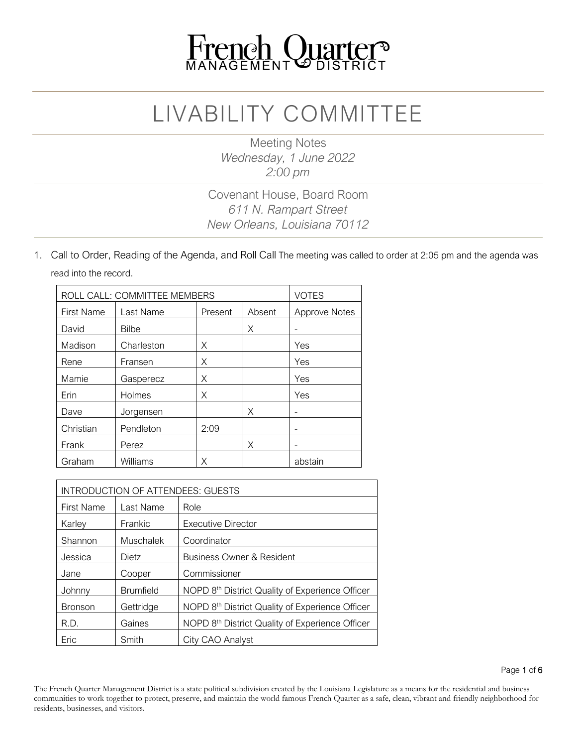# French Quarter MANAGEMENT DISTRICT

# LIVABILITY COMMITTEE

Meeting Notes
*Wednesday, 1 June 2022*
*2:00 pm*

Covenant House, Board Room
*611 N. Rampart Street*
*New Orleans, Louisiana 70112*

1. Call to Order, Reading of the Agenda, and Roll Call The meeting was called to order at 2:05 pm and the agenda was read into the record.

| ROLL CALL: COMMITTEE MEMBERS | | | | VOTES |
|---|---|---|---|---|
| First Name | Last Name | Present | Absent | Approve Notes |
| David | Bilbe | | X | - |
| Madison | Charleston | X | | Yes |
| Rene | Fransen | X | | Yes |
| Mamie | Gasperecz | X | | Yes |
| Erin | Holmes | X | | Yes |
| Dave | Jorgensen | | X | - |
| Christian | Pendleton | 2:09 | | - |
| Frank | Perez | | X | - |
| Graham | Williams | X | | abstain |

| INTRODUCTION OF ATTENDEES: GUESTS | | |
|---|---|---|
| First Name | Last Name | Role |
| Karley | Frankic | Executive Director |
| Shannon | Muschalek | Coordinator |
| Jessica | Dietz | Business Owner & Resident |
| Jane | Cooper | Commissioner |
| Johnny | Brumfield | NOPD 8th District Quality of Experience Officer |
| Bronson | Gettridge | NOPD 8th District Quality of Experience Officer |
| R.D. | Gaines | NOPD 8th District Quality of Experience Officer |
| Eric | Smith | City CAO Analyst |

The French Quarter Management District is a state political subdivision created by the Louisiana Legislature as a means for the residential and business communities to work together to protect, preserve, and maintain the world famous French Quarter as a safe, clean, vibrant and friendly neighborhood for residents, businesses, and visitors.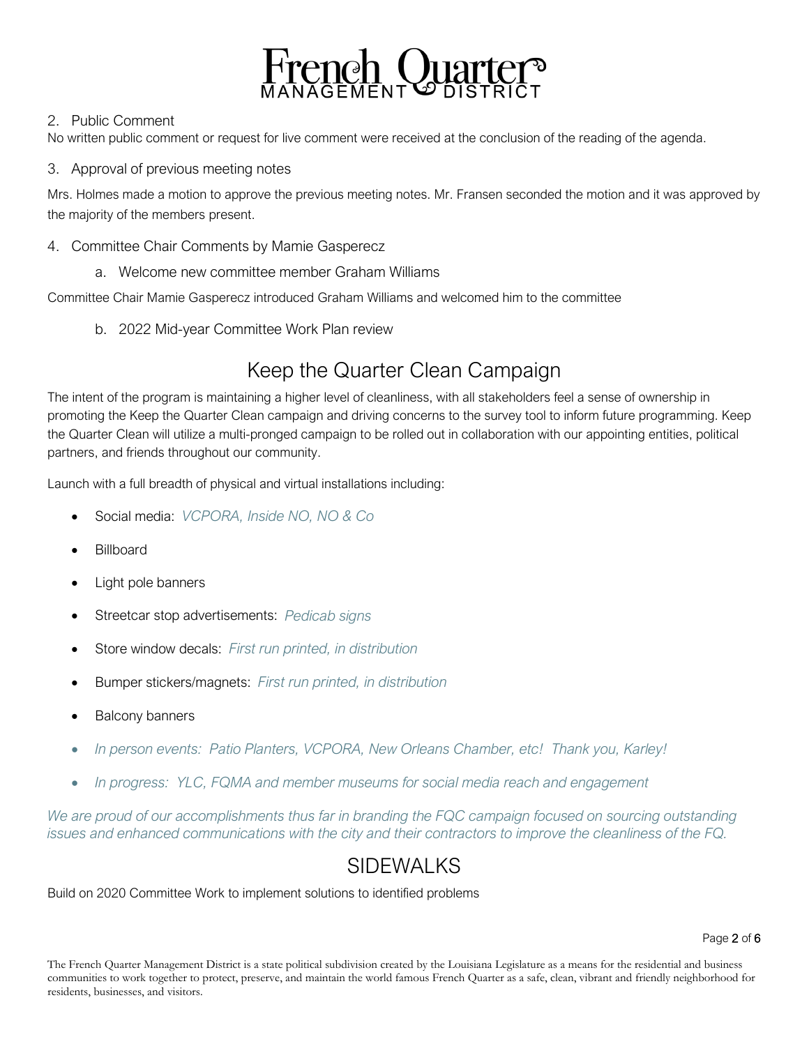2. Public Comment

No written public comment or request for live comment were received at the conclusion of the reading of the agenda.

3. Approval of previous meeting notes

Mrs. Holmes made a motion to approve the previous meeting notes. Mr. Fransen seconded the motion and it was approved by the majority of the members present.

4. Committee Chair Comments by Mamie Gasperecz

   a. Welcome new committee member Graham Williams

Committee Chair Mamie Gasperecz introduced Graham Williams and welcomed him to the committee

   b. 2022 Mid-year Committee Work Plan review

## Keep the Quarter Clean Campaign

The intent of the program is maintaining a higher level of cleanliness, with all stakeholders feel a sense of ownership in promoting the Keep the Quarter Clean campaign and driving concerns to the survey tool to inform future programming. Keep the Quarter Clean will utilize a multi-pronged campaign to be rolled out in collaboration with our appointing entities, political partners, and friends throughout our community.

Launch with a full breadth of physical and virtual installations including:

- Social media: *VCPORA, Inside NO, NO & Co*
- Billboard
- Light pole banners
- Streetcar stop advertisements: *Pedicab signs*
- Store window decals: *First run printed, in distribution*
- Bumper stickers/magnets: *First run printed, in distribution*
- Balcony banners
- *In person events: Patio Planters, VCPORA, New Orleans Chamber, etc! Thank you, Karley!*
- *In progress: YLC, FQMA and member museums for social media reach and engagement*

*We are proud of our accomplishments thus far in branding the FQC campaign focused on sourcing outstanding issues and enhanced communications with the city and their contractors to improve the cleanliness of the FQ.*

## SIDEWALKS

Build on 2020 Committee Work to implement solutions to identified problems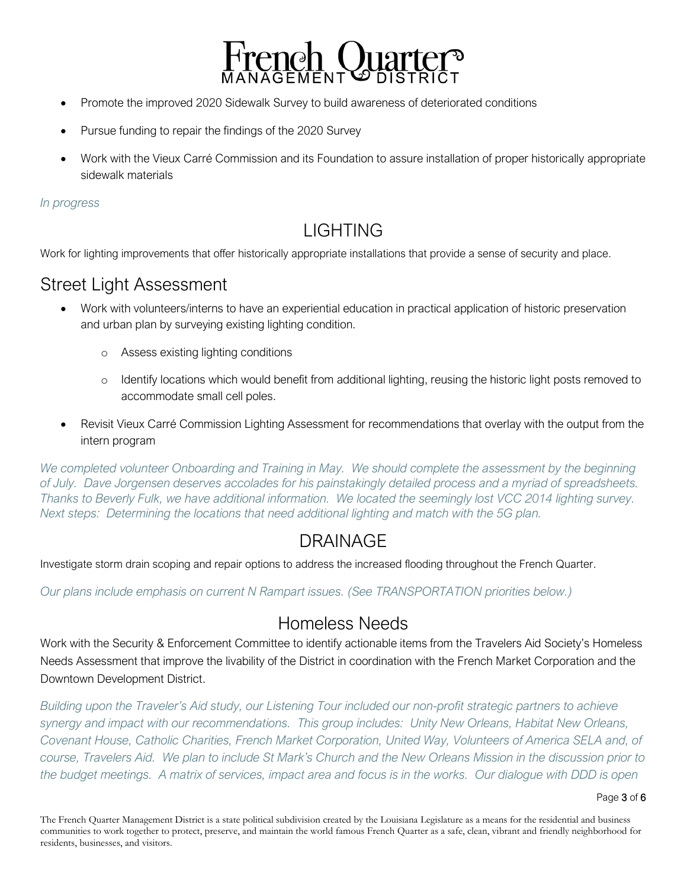- Promote the improved 2020 Sidewalk Survey to build awareness of deteriorated conditions
- Pursue funding to repair the findings of the 2020 Survey
- Work with the Vieux Carré Commission and its Foundation to assure installation of proper historically appropriate sidewalk materials

*In progress*

# LIGHTING

Work for lighting improvements that offer historically appropriate installations that provide a sense of security and place.

## Street Light Assessment

- Work with volunteers/interns to have an experiential education in practical application of historic preservation and urban plan by surveying existing lighting condition.
  - Assess existing lighting conditions
  - Identify locations which would benefit from additional lighting, reusing the historic light posts removed to accommodate small cell poles.
- Revisit Vieux Carré Commission Lighting Assessment for recommendations that overlay with the output from the intern program

*We completed volunteer Onboarding and Training in May. We should complete the assessment by the beginning of July. Dave Jorgensen deserves accolades for his painstakingly detailed process and a myriad of spreadsheets. Thanks to Beverly Fulk, we have additional information. We located the seemingly lost VCC 2014 lighting survey. Next steps: Determining the locations that need additional lighting and match with the 5G plan.*

# DRAINAGE

Investigate storm drain scoping and repair options to address the increased flooding throughout the French Quarter.

*Our plans include emphasis on current N Rampart issues. (See TRANSPORTATION priorities below.)*

# Homeless Needs

Work with the Security & Enforcement Committee to identify actionable items from the Travelers Aid Society's Homeless Needs Assessment that improve the livability of the District in coordination with the French Market Corporation and the Downtown Development District.

*Building upon the Traveler's Aid study, our Listening Tour included our non-profit strategic partners to achieve synergy and impact with our recommendations. This group includes: Unity New Orleans, Habitat New Orleans, Covenant House, Catholic Charities, French Market Corporation, United Way, Volunteers of America SELA and, of course, Travelers Aid. We plan to include St Mark's Church and the New Orleans Mission in the discussion prior to the budget meetings. A matrix of services, impact area and focus is in the works. Our dialogue with DDD is open*

The French Quarter Management District is a state political subdivision created by the Louisiana Legislature as a means for the residential and business communities to work together to protect, preserve, and maintain the world famous French Quarter as a safe, clean, vibrant and friendly neighborhood for residents, businesses, and visitors.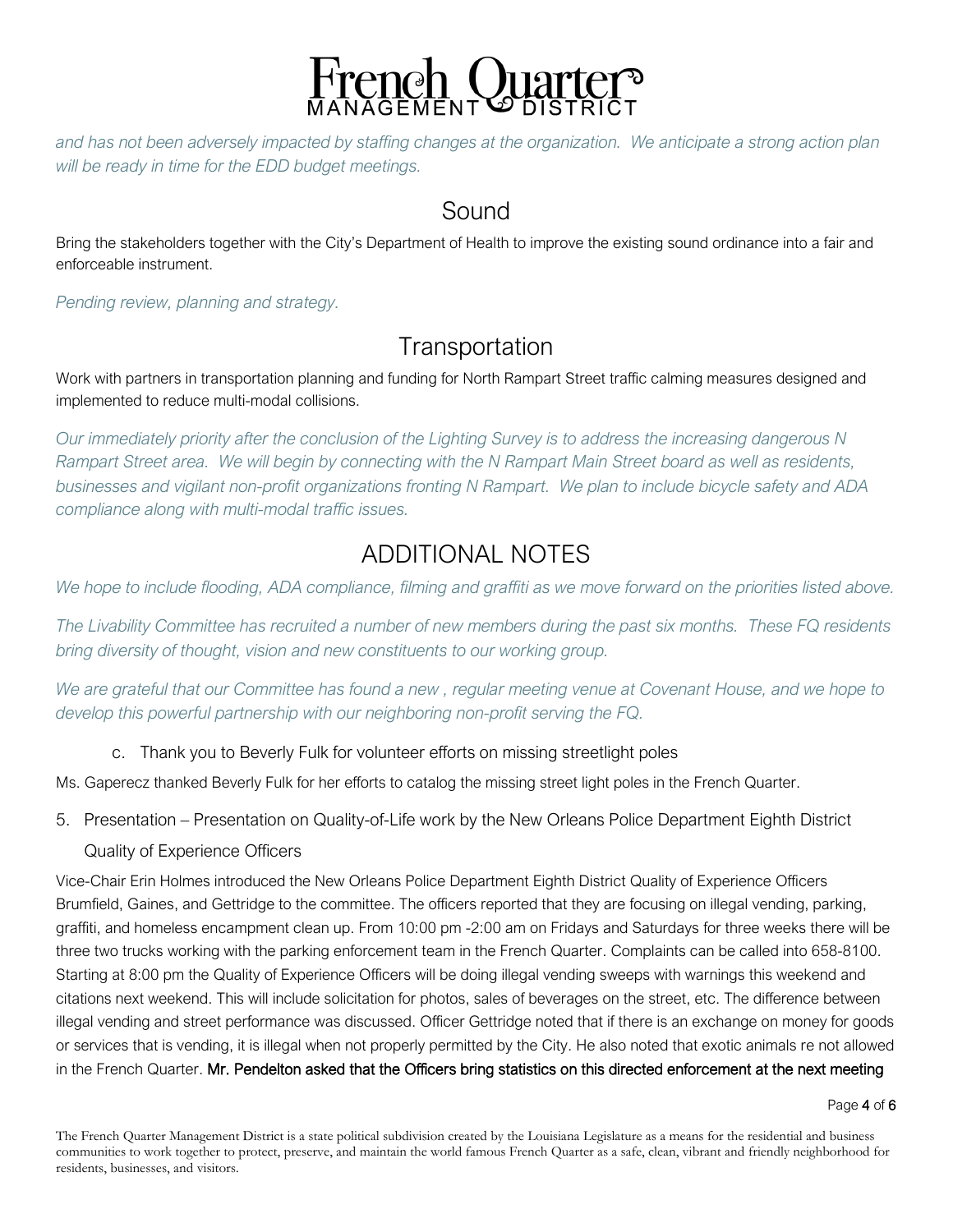*and has not been adversely impacted by staffing changes at the organization. We anticipate a strong action plan will be ready in time for the EDD budget meetings.*

## Sound

Bring the stakeholders together with the City's Department of Health to improve the existing sound ordinance into a fair and enforceable instrument.

*Pending review, planning and strategy.*

## Transportation

Work with partners in transportation planning and funding for North Rampart Street traffic calming measures designed and implemented to reduce multi-modal collisions.

*Our immediately priority after the conclusion of the Lighting Survey is to address the increasing dangerous N Rampart Street area. We will begin by connecting with the N Rampart Main Street board as well as residents, businesses and vigilant non-profit organizations fronting N Rampart. We plan to include bicycle safety and ADA compliance along with multi-modal traffic issues.*

## ADDITIONAL NOTES

*We hope to include flooding, ADA compliance, filming and graffiti as we move forward on the priorities listed above.*

*The Livability Committee has recruited a number of new members during the past six months. These FQ residents bring diversity of thought, vision and new constituents to our working group.*

*We are grateful that our Committee has found a new , regular meeting venue at Covenant House, and we hope to develop this powerful partnership with our neighboring non-profit serving the FQ.*

c. Thank you to Beverly Fulk for volunteer efforts on missing streetlight poles

Ms. Gaperecz thanked Beverly Fulk for her efforts to catalog the missing street light poles in the French Quarter.

5. Presentation – Presentation on Quality-of-Life work by the New Orleans Police Department Eighth District Quality of Experience Officers

Vice-Chair Erin Holmes introduced the New Orleans Police Department Eighth District Quality of Experience Officers Brumfield, Gaines, and Gettridge to the committee. The officers reported that they are focusing on illegal vending, parking, graffiti, and homeless encampment clean up. From 10:00 pm -2:00 am on Fridays and Saturdays for three weeks there will be three two trucks working with the parking enforcement team in the French Quarter. Complaints can be called into 658-8100. Starting at 8:00 pm the Quality of Experience Officers will be doing illegal vending sweeps with warnings this weekend and citations next weekend. This will include solicitation for photos, sales of beverages on the street, etc. The difference between illegal vending and street performance was discussed. Officer Gettridge noted that if there is an exchange on money for goods or services that is vending, it is illegal when not properly permitted by the City. He also noted that exotic animals re not allowed in the French Quarter. **Mr. Pendelton asked that the Officers bring statistics on this directed enforcement at the next meeting**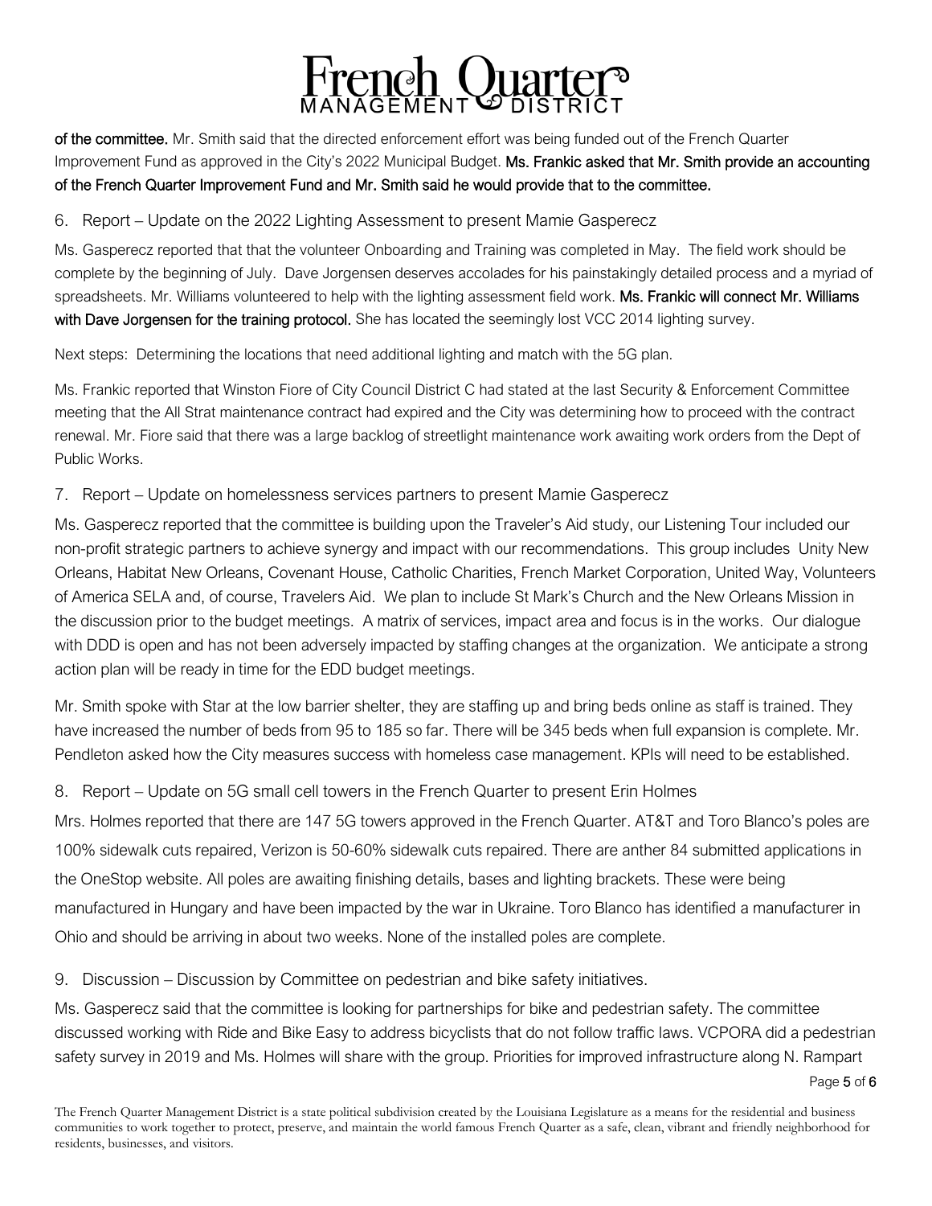**of the committee.** Mr. Smith said that the directed enforcement effort was being funded out of the French Quarter Improvement Fund as approved in the City's 2022 Municipal Budget. **Ms. Frankic asked that Mr. Smith provide an accounting of the French Quarter Improvement Fund and Mr. Smith said he would provide that to the committee.**

6. Report – Update on the 2022 Lighting Assessment to present Mamie Gasperecz

Ms. Gasperecz reported that that the volunteer Onboarding and Training was completed in May. The field work should be complete by the beginning of July. Dave Jorgensen deserves accolades for his painstakingly detailed process and a myriad of spreadsheets. Mr. Williams volunteered to help with the lighting assessment field work. **Ms. Frankic will connect Mr. Williams with Dave Jorgensen for the training protocol.** She has located the seemingly lost VCC 2014 lighting survey.

Next steps: Determining the locations that need additional lighting and match with the 5G plan.

Ms. Frankic reported that Winston Fiore of City Council District C had stated at the last Security & Enforcement Committee meeting that the All Strat maintenance contract had expired and the City was determining how to proceed with the contract renewal. Mr. Fiore said that there was a large backlog of streetlight maintenance work awaiting work orders from the Dept of Public Works.

7. Report – Update on homelessness services partners to present Mamie Gasperecz

Ms. Gasperecz reported that the committee is building upon the Traveler's Aid study, our Listening Tour included our non-profit strategic partners to achieve synergy and impact with our recommendations. This group includes Unity New Orleans, Habitat New Orleans, Covenant House, Catholic Charities, French Market Corporation, United Way, Volunteers of America SELA and, of course, Travelers Aid. We plan to include St Mark's Church and the New Orleans Mission in the discussion prior to the budget meetings. A matrix of services, impact area and focus is in the works. Our dialogue with DDD is open and has not been adversely impacted by staffing changes at the organization. We anticipate a strong action plan will be ready in time for the EDD budget meetings.

Mr. Smith spoke with Star at the low barrier shelter, they are staffing up and bring beds online as staff is trained. They have increased the number of beds from 95 to 185 so far. There will be 345 beds when full expansion is complete. Mr. Pendleton asked how the City measures success with homeless case management. KPIs will need to be established.

8. Report – Update on 5G small cell towers in the French Quarter to present Erin Holmes

Mrs. Holmes reported that there are 147 5G towers approved in the French Quarter. AT&T and Toro Blanco's poles are 100% sidewalk cuts repaired, Verizon is 50-60% sidewalk cuts repaired. There are anther 84 submitted applications in the OneStop website. All poles are awaiting finishing details, bases and lighting brackets. These were being manufactured in Hungary and have been impacted by the war in Ukraine. Toro Blanco has identified a manufacturer in Ohio and should be arriving in about two weeks. None of the installed poles are complete.

9. Discussion – Discussion by Committee on pedestrian and bike safety initiatives.

Ms. Gasperecz said that the committee is looking for partnerships for bike and pedestrian safety. The committee discussed working with Ride and Bike Easy to address bicyclists that do not follow traffic laws. VCPORA did a pedestrian safety survey in 2019 and Ms. Holmes will share with the group. Priorities for improved infrastructure along N. Rampart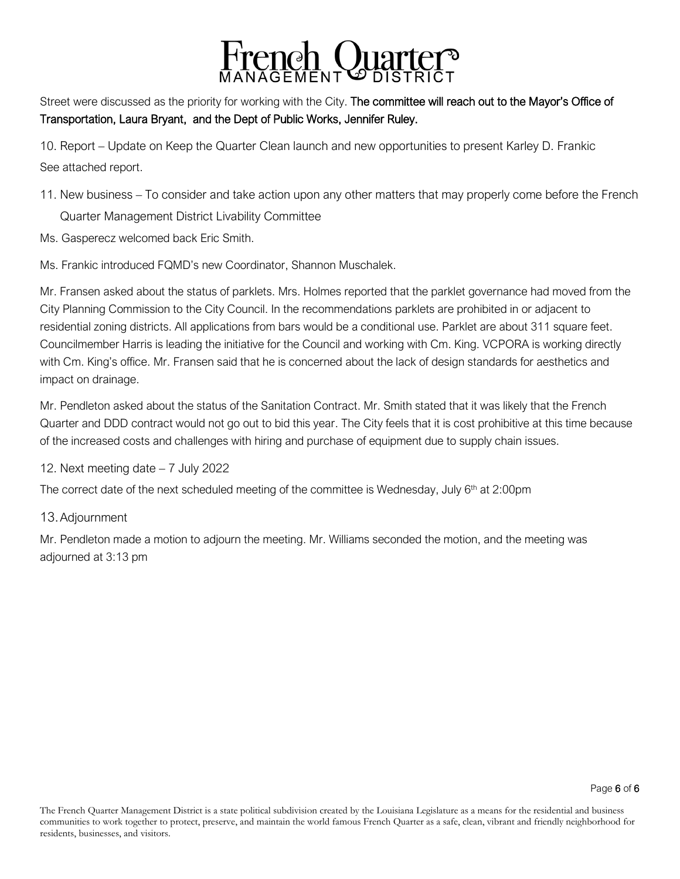Street were discussed as the priority for working with the City. **The committee will reach out to the Mayor's Office of Transportation, Laura Bryant, and the Dept of Public Works, Jennifer Ruley.**

10. Report – Update on Keep the Quarter Clean launch and new opportunities to present Karley D. Frankic

See attached report.

11. New business – To consider and take action upon any other matters that may properly come before the French Quarter Management District Livability Committee

Ms. Gasperecz welcomed back Eric Smith.

Ms. Frankic introduced FQMD's new Coordinator, Shannon Muschalek.

Mr. Fransen asked about the status of parklets. Mrs. Holmes reported that the parklet governance had moved from the City Planning Commission to the City Council. In the recommendations parklets are prohibited in or adjacent to residential zoning districts. All applications from bars would be a conditional use. Parklet are about 311 square feet. Councilmember Harris is leading the initiative for the Council and working with Cm. King. VCPORA is working directly with Cm. King's office. Mr. Fransen said that he is concerned about the lack of design standards for aesthetics and impact on drainage.

Mr. Pendleton asked about the status of the Sanitation Contract. Mr. Smith stated that it was likely that the French Quarter and DDD contract would not go out to bid this year. The City feels that it is cost prohibitive at this time because of the increased costs and challenges with hiring and purchase of equipment due to supply chain issues.

12. Next meeting date – 7 July 2022

The correct date of the next scheduled meeting of the committee is Wednesday, July 6th at 2:00pm

13. Adjournment

Mr. Pendleton made a motion to adjourn the meeting. Mr. Williams seconded the motion, and the meeting was adjourned at 3:13 pm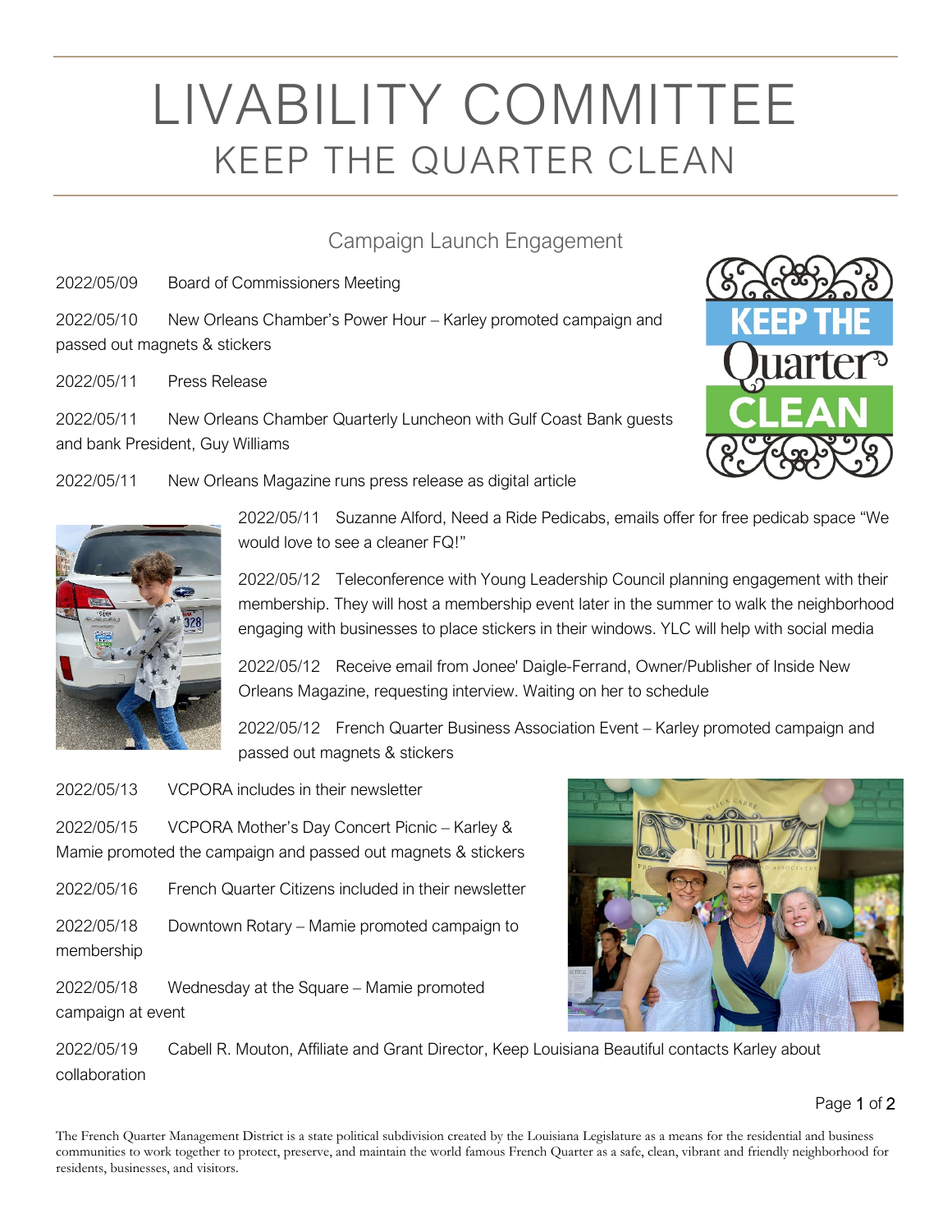# LIVABILITY COMMITTEE

## KEEP THE QUARTER CLEAN

### Campaign Launch Engagement

2022/05/09 Board of Commissioners Meeting

2022/05/10 New Orleans Chamber's Power Hour – Karley promoted campaign and passed out magnets & stickers

2022/05/11 Press Release

2022/05/11 New Orleans Chamber Quarterly Luncheon with Gulf Coast Bank guests and bank President, Guy Williams

2022/05/11 New Orleans Magazine runs press release as digital article

2022/05/11 Suzanne Alford, Need a Ride Pedicabs, emails offer for free pedicab space "We would love to see a cleaner FQ!"

2022/05/12 Teleconference with Young Leadership Council planning engagement with their membership. They will host a membership event later in the summer to walk the neighborhood engaging with businesses to place stickers in their windows. YLC will help with social media

2022/05/12 Receive email from Jonee' Daigle-Ferrand, Owner/Publisher of Inside New Orleans Magazine, requesting interview. Waiting on her to schedule

2022/05/12 French Quarter Business Association Event – Karley promoted campaign and passed out magnets & stickers

2022/05/13 VCPORA includes in their newsletter

2022/05/15 VCPORA Mother's Day Concert Picnic – Karley & Mamie promoted the campaign and passed out magnets & stickers

2022/05/16 French Quarter Citizens included in their newsletter

2022/05/18 Downtown Rotary – Mamie promoted campaign to membership

2022/05/18 Wednesday at the Square – Mamie promoted campaign at event

2022/05/19 Cabell R. Mouton, Affiliate and Grant Director, Keep Louisiana Beautiful contacts Karley about collaboration

The French Quarter Management District is a state political subdivision created by the Louisiana Legislature as a means for the residential and business communities to work together to protect, preserve, and maintain the world famous French Quarter as a safe, clean, vibrant and friendly neighborhood for residents, businesses, and visitors.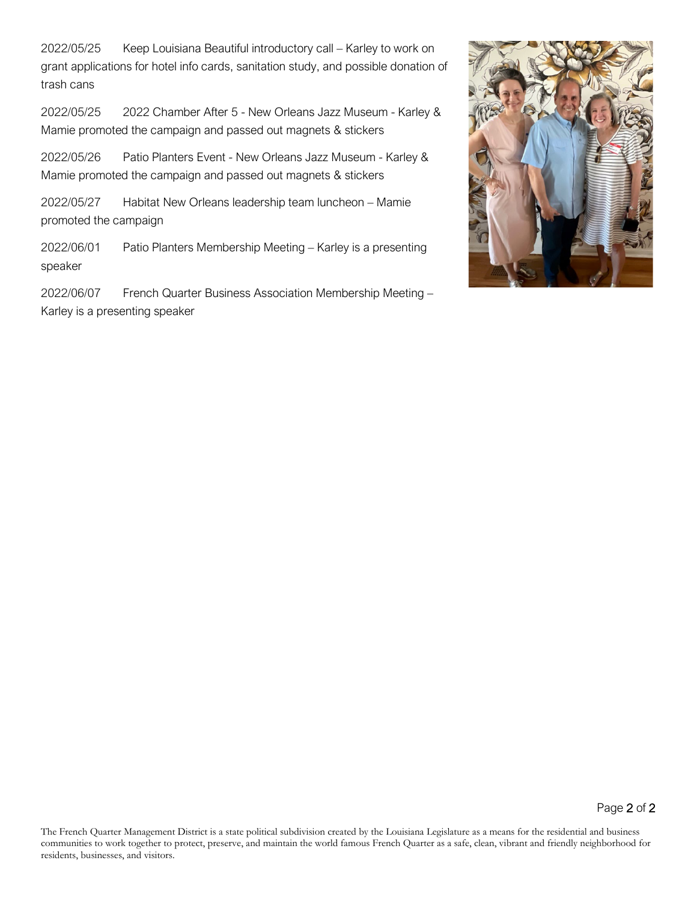2022/05/25 Keep Louisiana Beautiful introductory call – Karley to work on grant applications for hotel info cards, sanitation study, and possible donation of trash cans

2022/05/25 2022 Chamber After 5 - New Orleans Jazz Museum - Karley & Mamie promoted the campaign and passed out magnets & stickers

2022/05/26 Patio Planters Event - New Orleans Jazz Museum - Karley & Mamie promoted the campaign and passed out magnets & stickers

2022/05/27 Habitat New Orleans leadership team luncheon – Mamie promoted the campaign

2022/06/01 Patio Planters Membership Meeting – Karley is a presenting speaker

2022/06/07 French Quarter Business Association Membership Meeting – Karley is a presenting speaker

The French Quarter Management District is a state political subdivision created by the Louisiana Legislature as a means for the residential and business communities to work together to protect, preserve, and maintain the world famous French Quarter as a safe, clean, vibrant and friendly neighborhood for residents, businesses, and visitors.